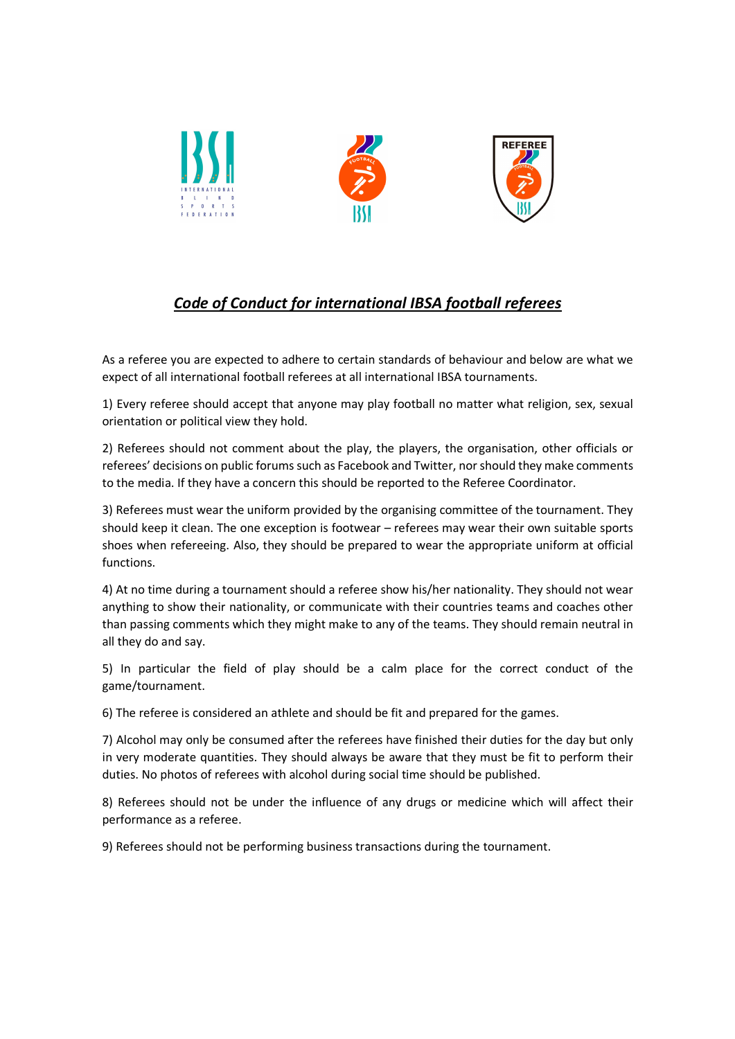# ***Code of Conduct for international IBSA football referees***

As a referee you are expected to adhere to certain standards of behaviour and below are what we expect of all international football referees at all international IBSA tournaments.

1) Every referee should accept that anyone may play football no matter what religion, sex, sexual orientation or political view they hold.

2) Referees should not comment about the play, the players, the organisation, other officials or referees' decisions on public forums such as Facebook and Twitter, nor should they make comments to the media. If they have a concern this should be reported to the Referee Coordinator.

3) Referees must wear the uniform provided by the organising committee of the tournament. They should keep it clean. The one exception is footwear – referees may wear their own suitable sports shoes when refereeing. Also, they should be prepared to wear the appropriate uniform at official functions.

4) At no time during a tournament should a referee show his/her nationality. They should not wear anything to show their nationality, or communicate with their countries teams and coaches other than passing comments which they might make to any of the teams. They should remain neutral in all they do and say.

5) In particular the field of play should be a calm place for the correct conduct of the game/tournament.

6) The referee is considered an athlete and should be fit and prepared for the games.

7) Alcohol may only be consumed after the referees have finished their duties for the day but only in very moderate quantities. They should always be aware that they must be fit to perform their duties. No photos of referees with alcohol during social time should be published.

8) Referees should not be under the influence of any drugs or medicine which will affect their performance as a referee.

9) Referees should not be performing business transactions during the tournament.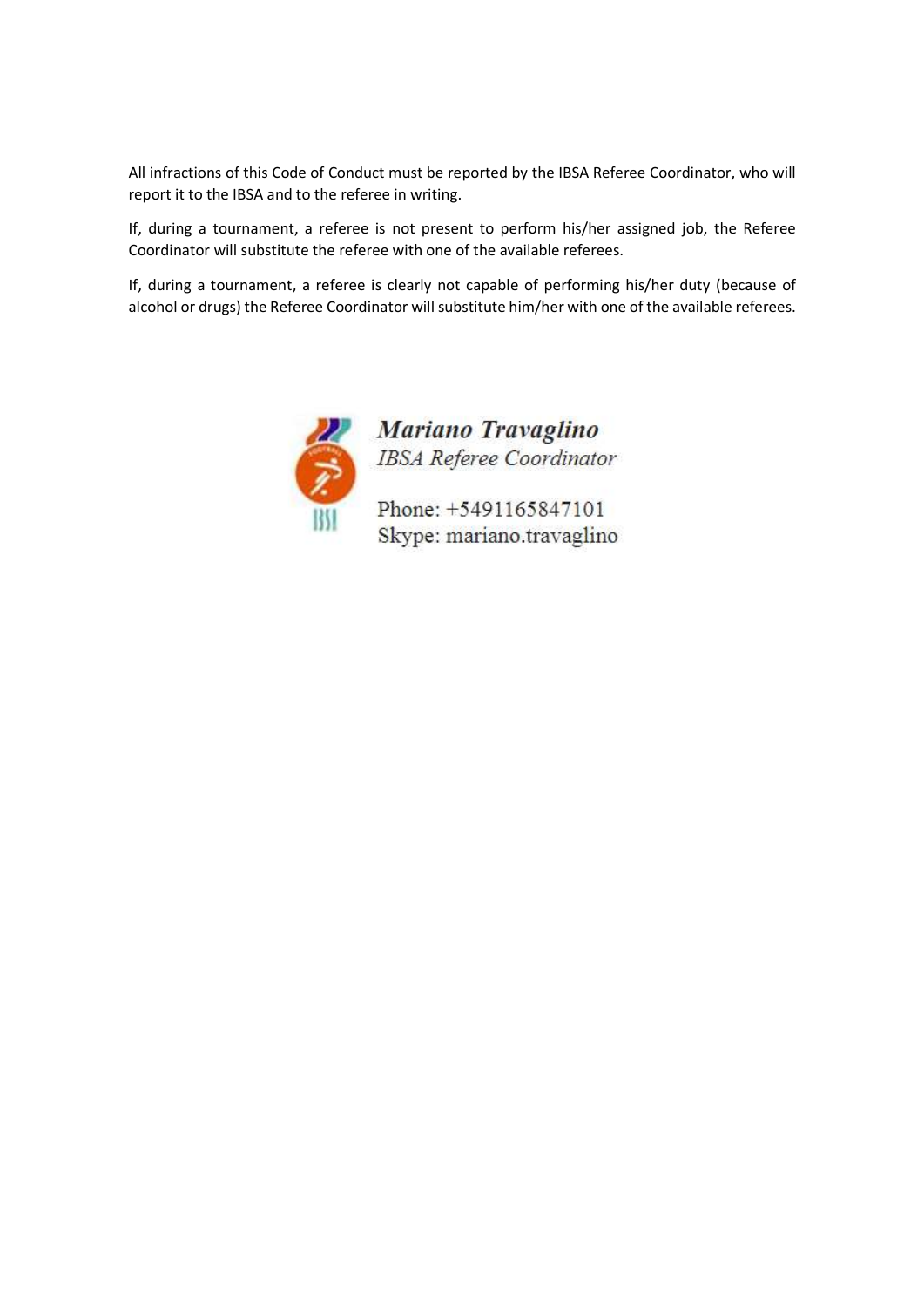All infractions of this Code of Conduct must be reported by the IBSA Referee Coordinator, who will report it to the IBSA and to the referee in writing.

If, during a tournament, a referee is not present to perform his/her assigned job, the Referee Coordinator will substitute the referee with one of the available referees.

If, during a tournament, a referee is clearly not capable of performing his/her duty (because of alcohol or drugs) the Referee Coordinator will substitute him/her with one of the available referees.

***Mariano Travaglino***
*IBSA Referee Coordinator*

Phone: +5491165847101
Skype: mariano.travaglino